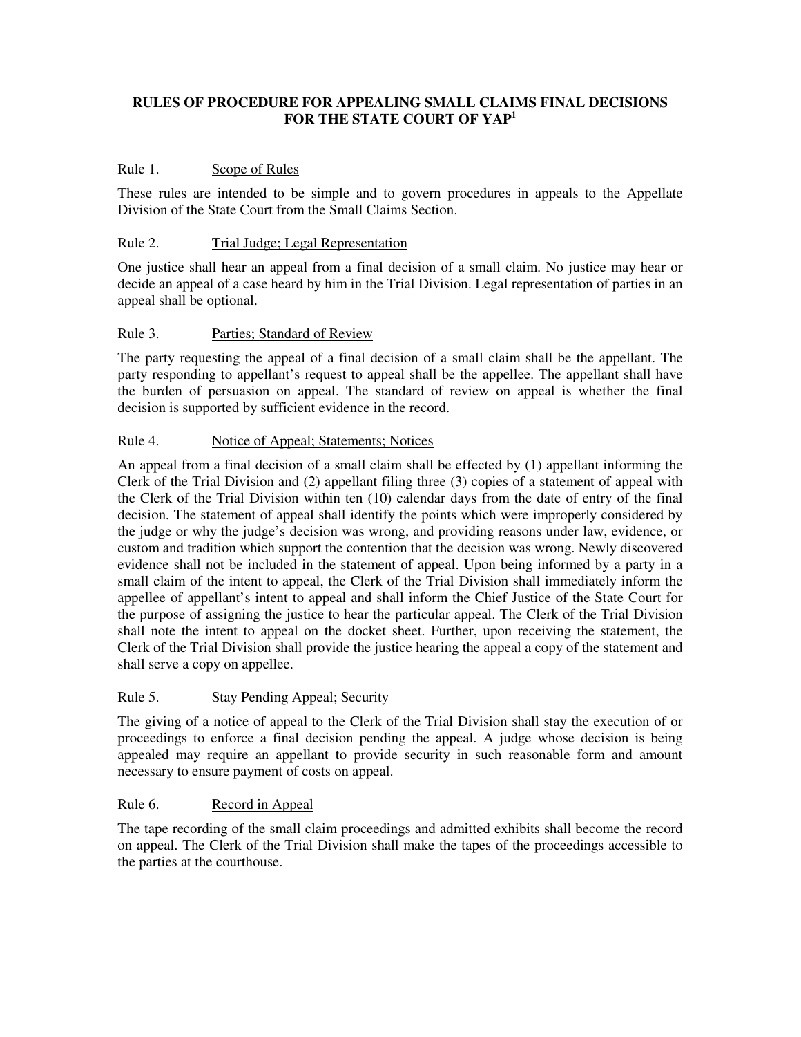# RULES OF PROCEDURE FOR APPEALING SMALL CLAIMS FINAL DECISIONS FOR THE STATE COURT OF YAP[1]

## Rule 1. Scope of Rules

These rules are intended to be simple and to govern procedures in appeals to the Appellate Division of the State Court from the Small Claims Section.

## Rule 2. Trial Judge; Legal Representation

One justice shall hear an appeal from a final decision of a small claim. No justice may hear or decide an appeal of a case heard by him in the Trial Division. Legal representation of parties in an appeal shall be optional.

## Rule 3. Parties; Standard of Review

The party requesting the appeal of a final decision of a small claim shall be the appellant. The party responding to appellant's request to appeal shall be the appellee. The appellant shall have the burden of persuasion on appeal. The standard of review on appeal is whether the final decision is supported by sufficient evidence in the record.

## Rule 4. Notice of Appeal; Statements; Notices

An appeal from a final decision of a small claim shall be effected by (1) appellant informing the Clerk of the Trial Division and (2) appellant filing three (3) copies of a statement of appeal with the Clerk of the Trial Division within ten (10) calendar days from the date of entry of the final decision. The statement of appeal shall identify the points which were improperly considered by the judge or why the judge's decision was wrong, and providing reasons under law, evidence, or custom and tradition which support the contention that the decision was wrong. Newly discovered evidence shall not be included in the statement of appeal. Upon being informed by a party in a small claim of the intent to appeal, the Clerk of the Trial Division shall immediately inform the appellee of appellant's intent to appeal and shall inform the Chief Justice of the State Court for the purpose of assigning the justice to hear the particular appeal. The Clerk of the Trial Division shall note the intent to appeal on the docket sheet. Further, upon receiving the statement, the Clerk of the Trial Division shall provide the justice hearing the appeal a copy of the statement and shall serve a copy on appellee.

## Rule 5. Stay Pending Appeal; Security

The giving of a notice of appeal to the Clerk of the Trial Division shall stay the execution of or proceedings to enforce a final decision pending the appeal. A judge whose decision is being appealed may require an appellant to provide security in such reasonable form and amount necessary to ensure payment of costs on appeal.

## Rule 6. Record in Appeal

The tape recording of the small claim proceedings and admitted exhibits shall become the record on appeal. The Clerk of the Trial Division shall make the tapes of the proceedings accessible to the parties at the courthouse.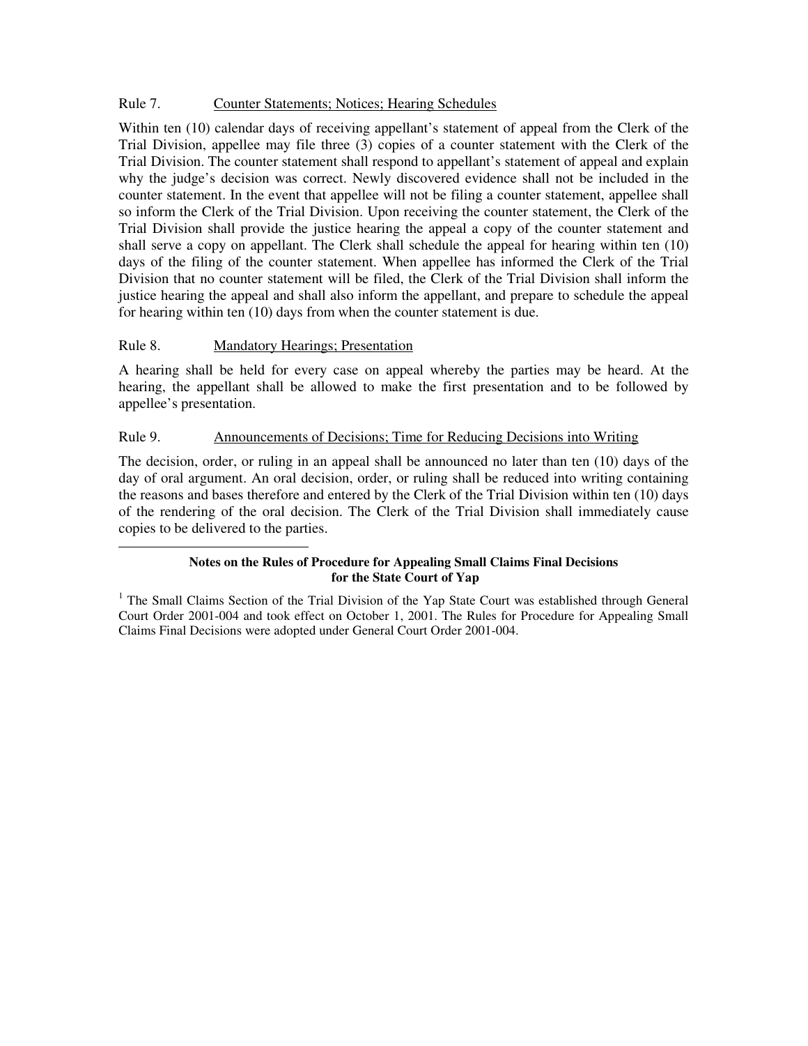Rule 7. <u>Counter Statements; Notices; Hearing Schedules</u>

Within ten (10) calendar days of receiving appellant's statement of appeal from the Clerk of the Trial Division, appellee may file three (3) copies of a counter statement with the Clerk of the Trial Division. The counter statement shall respond to appellant's statement of appeal and explain why the judge's decision was correct. Newly discovered evidence shall not be included in the counter statement. In the event that appellee will not be filing a counter statement, appellee shall so inform the Clerk of the Trial Division. Upon receiving the counter statement, the Clerk of the Trial Division shall provide the justice hearing the appeal a copy of the counter statement and shall serve a copy on appellant. The Clerk shall schedule the appeal for hearing within ten (10) days of the filing of the counter statement. When appellee has informed the Clerk of the Trial Division that no counter statement will be filed, the Clerk of the Trial Division shall inform the justice hearing the appeal and shall also inform the appellant, and prepare to schedule the appeal for hearing within ten (10) days from when the counter statement is due.

Rule 8. <u>Mandatory Hearings; Presentation</u>

A hearing shall be held for every case on appeal whereby the parties may be heard. At the hearing, the appellant shall be allowed to make the first presentation and to be followed by appellee's presentation.

Rule 9. <u>Announcements of Decisions; Time for Reducing Decisions into Writing</u>

The decision, order, or ruling in an appeal shall be announced no later than ten (10) days of the day of oral argument. An oral decision, order, or ruling shall be reduced into writing containing the reasons and bases therefore and entered by the Clerk of the Trial Division within ten (10) days of the rendering of the oral decision. The Clerk of the Trial Division shall immediately cause copies to be delivered to the parties.

---

**Notes on the Rules of Procedure for Appealing Small Claims Final Decisions for the State Court of Yap**

[1] The Small Claims Section of the Trial Division of the Yap State Court was established through General Court Order 2001-004 and took effect on October 1, 2001. The Rules for Procedure for Appealing Small Claims Final Decisions were adopted under General Court Order 2001-004.